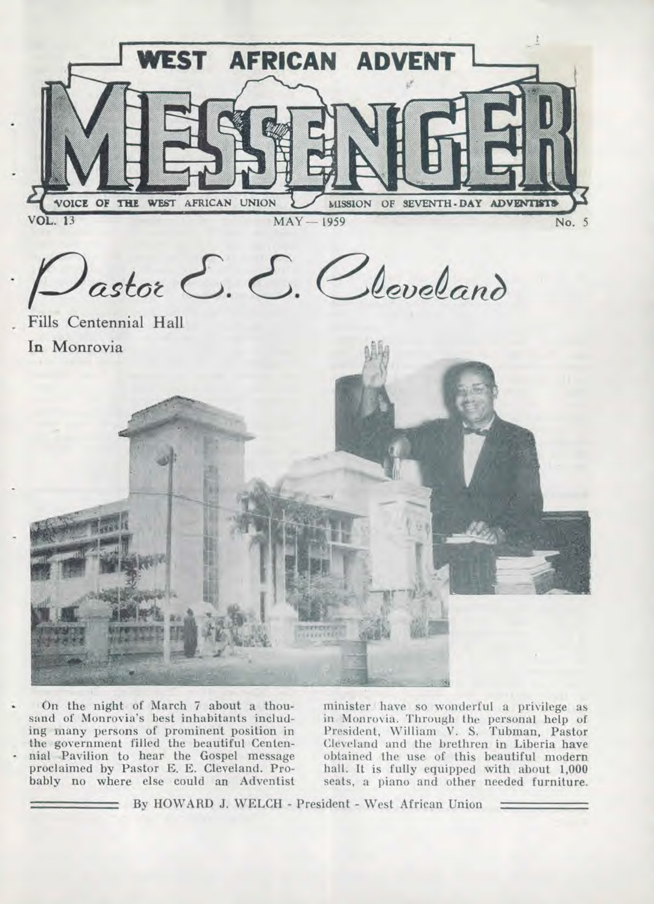# WEST AFRICAN ADVENT MESSENGER

VOICE OF THE WEST AFRICAN UNION MISSION OF SEVENTH-DAY ADVENTISTS

VOL. 13 — MAY — 1959 — No. 5

## Pastor E. E. Cleveland

### Fills Centennial Hall In Monrovia

On the night of March 7 about a thousand of Monrovia's best inhabitants including many persons of prominent position in the government filled the beautiful Centennial Pavilion to hear the Gospel message proclaimed by Pastor E. E. Cleveland. Probably no where else could an Adventist minister have so wonderful a privilege as in Monrovia. Through the personal help of President, William V. S. Tubman, Pastor Cleveland and the brethren in Liberia have obtained the use of this beautiful modern hall. It is fully equipped with about 1,000 seats, a piano and other needed furniture.

By HOWARD J. WELCH - President - West African Union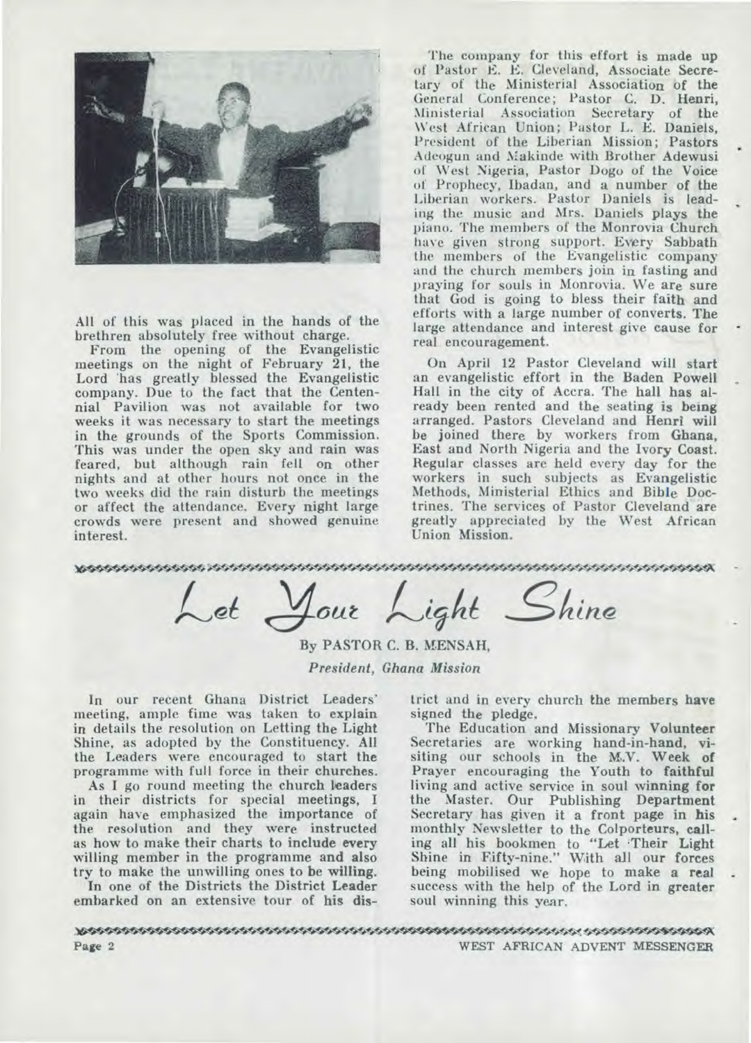All of this was placed in the hands of the brethren absolutely free without charge.

From the opening of the Evangelistic meetings on the night of February 21, the Lord has greatly blessed the Evangelistic company. Due to the fact that the Centennial Pavilion was not available for two weeks it was necessary to start the meetings in the grounds of the Sports Commission. This was under the open sky and rain was feared, but although rain fell on other nights and at other hours not once in the two weeks did the rain disturb the meetings or affect the attendance. Every night large crowds were present and showed genuine interest.

The company for this effort is made up of Pastor E. E. Cleveland, Associate Secretary of the Ministerial Association of the General Conference; Pastor C. D. Henri, Ministerial Association Secretary of the West African Union; Pastor L. E. Daniels, President of the Liberian Mission; Pastors Adeogun and Makinde with Brother Adewusi of West Nigeria, Pastor Dogo of the Voice of Prophecy, Ibadan, and a number of the Liberian workers. Pastor Daniels is leading the music and Mrs. Daniels plays the piano. The members of the Monrovia Church have given strong support. Every Sabbath the members of the Evangelistic company and the church members join in fasting and praying for souls in Monrovia. We are sure that God is going to bless their faith and efforts with a large number of converts. The large attendance and interest give cause for real encouragement.

On April 12 Pastor Cleveland will start an evangelistic effort in the Baden Powell Hall in the city of Accra. The hall has already been rented and the seating is being arranged. Pastors Cleveland and Henri will be joined there by workers from Ghana, East and North Nigeria and the Ivory Coast. Regular classes are held every day for the workers in such subjects as Evangelistic Methods, Ministerial Ethics and Bible Doctrines. The services of Pastor Cleveland are greatly appreciated by the West African Union Mission.

# Let Your Light Shine

By PASTOR C. B. MENSAH,
*President, Ghana Mission*

In our recent Ghana District Leaders' meeting, ample fime was taken to explain in details the resolution on Letting the Light Shine, as adopted by the Constituency. All the Leaders were encouraged to start the programme with full force in their churches.

As I go round meeting the church leaders in their districts for special meetings, I again have emphasized the importance of the resolution and they were instructed as how to make their charts to include every willing member in the programme and also try to make the unwilling ones to be willing.

In one of the Districts the District Leader embarked on an extensive tour of his district and in every church the members have signed the pledge.

The Education and Missionary Volunteer Secretaries are working hand-in-hand, visiting our schools in the M.V. Week of Prayer encouraging the Youth to faithful living and active service in soul winning for the Master. Our Publishing Department Secretary has given it a front page in his monthly Newsletter to the Colporteurs, calling all his bookmen to "Let Their Light Shine in Fifty-nine." With all our forces being mobilised we hope to make a real success with the help of the Lord in greater soul winning this year.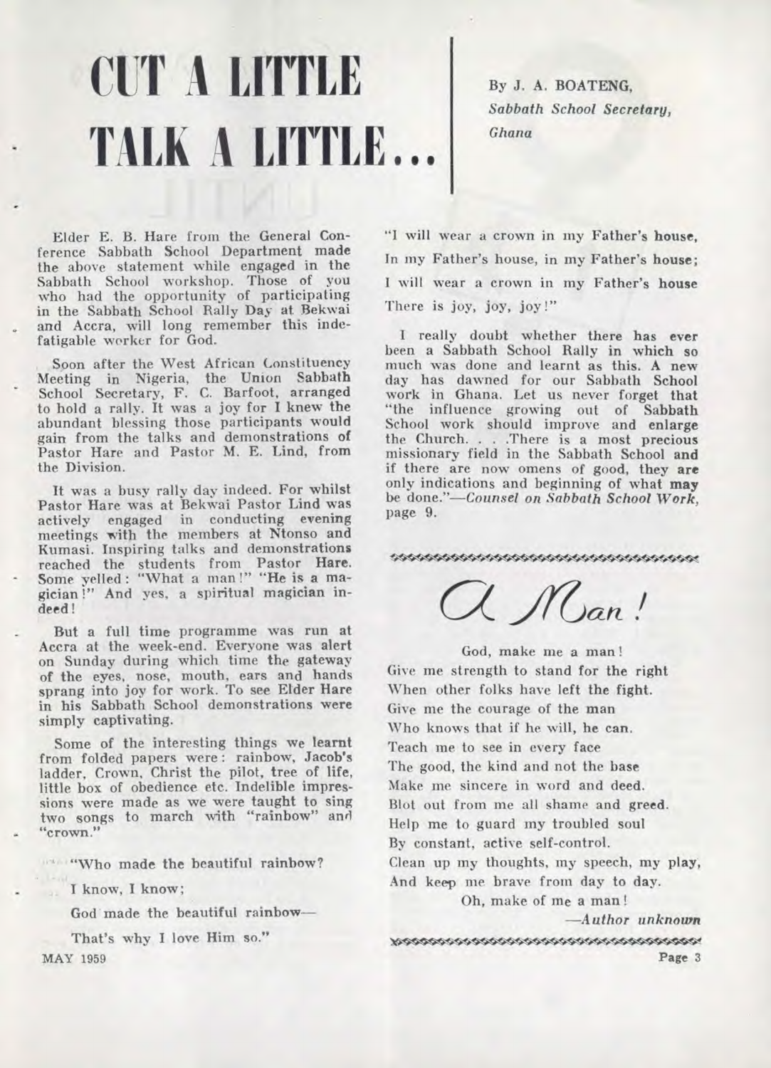# CUT A LITTLE TALK A LITTLE...

By J. A. BOATENG,
*Sabbath School Secretary, Ghana*

Elder E. B. Hare from the General Conference Sabbath School Department made the above statement while engaged in the Sabbath School workshop. Those of you who had the opportunity of participating in the Sabbath School Rally Day at Bekwai and Accra, will long remember this indefatigable worker for God.

Soon after the West African Constituency Meeting in Nigeria, the Union Sabbath School Secretary, F. C. Barfoot, arranged to hold a rally. It was a joy for I knew the abundant blessing those participants would gain from the talks and demonstrations of Pastor Hare and Pastor M. E. Lind, from the Division.

It was a busy rally day indeed. For whilst Pastor Hare was at Bekwai Pastor Lind was actively engaged in conducting evening meetings with the members at Ntonso and Kumasi. Inspiring talks and demonstrations reached the students from Pastor Hare. Some yelled: "What a man!" "He is a magician!" And yes, a spiritual magician indeed!

But a full time programme was run at Accra at the week-end. Everyone was alert on Sunday during which time the gateway of the eyes, nose, mouth, ears and hands sprang into joy for work. To see Elder Hare in his Sabbath School demonstrations were simply captivating.

Some of the interesting things we learnt from folded papers were: rainbow, Jacob's ladder, Crown, Christ the pilot, tree of life, little box of obedience etc. Indelible impressions were made as we were taught to sing two songs to march with "rainbow" and "crown."

"Who made the beautiful rainbow?
I know, I know;
God made the beautiful rainbow—
That's why I love Him so."

"I will wear a crown in my Father's house,
In my Father's house, in my Father's house;
I will wear a crown in my Father's house
There is joy, joy, joy!"

I really doubt whether there has ever been a Sabbath School Rally in which so much was done and learnt as this. A new day has dawned for our Sabbath School work in Ghana. Let us never forget that "the influence growing out of Sabbath School work should improve and enlarge the Church. . . .There is a most precious missionary field in the Sabbath School and if there are now omens of good, they are only indications and beginning of what may be done."—*Counsel on Sabbath School Work*, page 9.

## *A Man!*

God, make me a man!
Give me strength to stand for the right
When other folks have left the fight.
Give me the courage of the man
Who knows that if he will, he can.
Teach me to see in every face
The good, the kind and not the base
Make me sincere in word and deed.
Blot out from me all shame and greed.
Help me to guard my troubled soul
By constant, active self-control.
Clean up my thoughts, my speech, my play,
And keep me brave from day to day.
Oh, make of me a man!

—*Author unknown*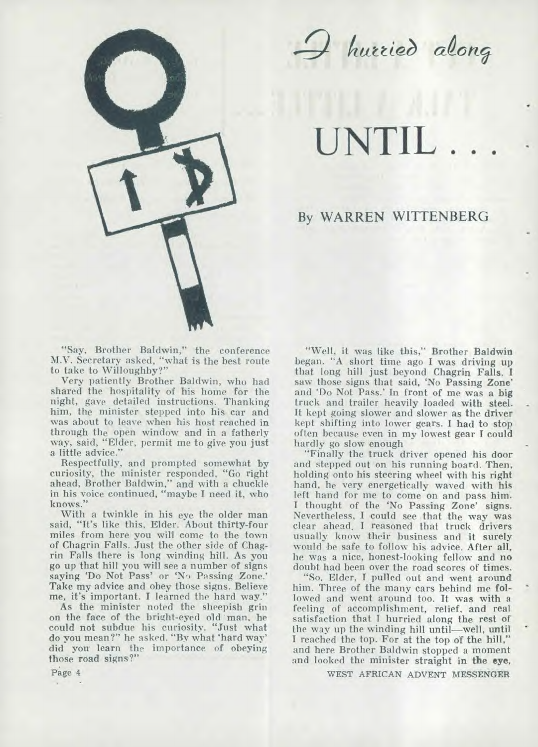# I hurried along UNTIL . . .

By WARREN WITTENBERG

"Say, Brother Baldwin," the conference M.V. Secretary asked, "what is the best route to take to Willoughby?"

Very patiently Brother Baldwin, who had shared the hospitality of his home for the night, gave detailed instructions. Thanking him, the minister stepped into his car and was about to leave when his host reached in through the open window and in a fatherly way, said, "Elder, permit me to give you just a little advice."

Respectfully, and prompted somewhat by curiosity, the minister responded, "Go right ahead, Brother Baldwin," and with a chuckle in his voice continued, "maybe I need it, who knows."

With a twinkle in his eye the older man said, "It's like this, Elder. About thirty-four miles from here you will come to the town of Chagrin Falls. Just the other side of Chagrin Falls there is long winding hill. As you go up that hill you will see a number of signs saying 'Do Not Pass' or 'No Passing Zone.' Take my advice and obey those signs. Believe me, it's important. I learned the hard way."

As the minister noted the sheepish grin on the face of the bright-eyed old man, he could not subdue his curiosity. "Just what do you mean?" he asked. "By what 'hard way' did you learn the importance of obeying those road signs?"

"Well, it was like this," Brother Baldwin began. "A short time ago I was driving up that long hill just beyond Chagrin Falls. I saw those signs that said, 'No Passing Zone' and 'Do Not Pass.' In front of me was a big truck and trailer heavily loaded with steel. It kept going slower and slower as the driver kept shifting into lower gears. I had to stop often because even in my lowest gear I could hardly go slow enough

"Finally the truck driver opened his door and stepped out on his running board. Then, holding onto his steering wheel with his right hand, he very energetically waved with his left hand for me to come on and pass him. I thought of the 'No Passing Zone' signs. Nevertheless, I could see that the way was clear ahead. I reasoned that truck drivers usually know their business and it surely would be safe to follow his advice. After all, he was a nice, honest-looking fellow and no doubt had been over the road scores of times.

"So, Elder, I pulled out and went around him. Three of the many cars behind me followed and went around too. It was with a feeling of accomplishment, relief, and real satisfaction that I hurried along the rest of the way up the winding hill until—well, until I reached the top. For at the top of the hill," and here Brother Baldwin stopped a moment and looked the minister straight in the eye,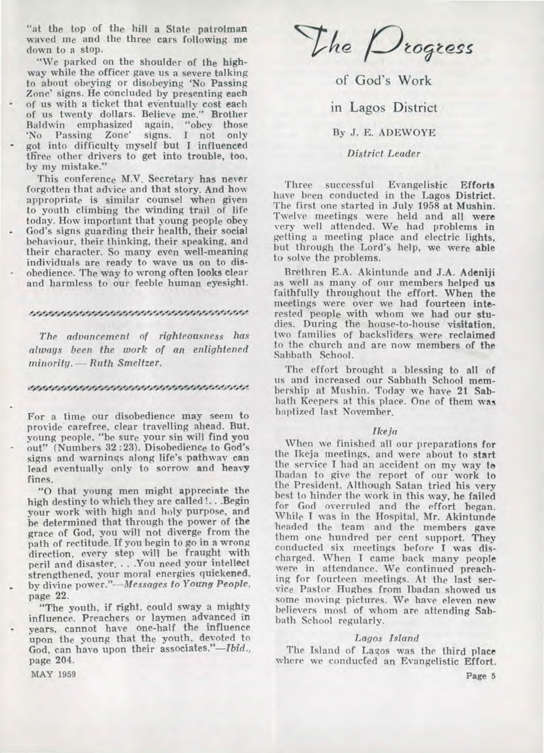"at the top of the hill a State patrolman waved me and the three cars following me down to a stop.

"We parked on the shoulder of the highway while the officer gave us a severe talking to about obeying or disobeying 'No Passing Zone' signs. He concluded by presenting each of us with a ticket that eventually cost each of us twenty dollars. Believe me." Brother Baldwin emphasized again, "obey those 'No Passing Zone' signs. I not only got into difficulty myself but I influenced three other drivers to get into trouble, too, by my mistake."

This conference M.V. Secretary has never forgotten that advice and that story. And how appropriate is similar counsel when given to youth climbing the winding trail of life today. How important that young people obey God's signs guarding their health, their social behaviour, their thinking, their speaking, and their character. So many even well-meaning individuals are ready to wave us on to disobedience. The way to wrong often looks clear and harmless to our feeble human eyesight.

*The advancement of righteousness has always been the work of an enlightened minority. — Ruth Smeltzer.*

For a time our disobedience may seem to provide carefree, clear travelling ahead. But, young people, "be sure your sin will find you out" (Numbers 32:23). Disobedience to God's signs and warnings along life's pathway can lead eventually only to sorrow and heavy fines.

"O that young men might appreciate the high destiny to which they are called!. . .Begin your work with high and holy purpose, and be determined that through the power of the grace of God, you will not diverge from the path of rectitude. If you begin to go in a wrong direction, every step will be fraught with peril and disaster. . . .You need your intellect strengthened, your moral energies quickened, by divine power."—*Messages to Young People*, page 22.

"The youth, if right, could sway a mighty influence. Preachers or laymen advanced in years, cannot have one-half the influence upon the young that the youth, devoted to God, can have upon their associates."—*Ibid.*, page 204.

# The Progress of God's Work in Lagos District

By J. E. ADEWOYE

*District Leader*

Three successful Evangelistic Efforts have been conducted in the Lagos District. The first one started in July 1958 at Mushin. Twelve meetings were held and all were very well attended. We had problems in getting a meeting place and electric lights, but through the Lord's help, we were able to solve the problems.

Brethren E.A. Akintunde and J.A. Adeniji as well as many of our members helped us faithfully throughout the effort. When the meetings were over we had fourteen interested people with whom we had our studies. During the house-to-house visitation, two families of backsliders were reclaimed to the church and are now members of the Sabbath School.

The effort brought a blessing to all of us and increased our Sabbath School membership at Mushin. Today we have 21 Sabbath Keepers at this place. One of them was baptized last November.

### *Ikeja*

When we finished all our preparations for the Ikeja meetings, and were about to start the service I had an accident on my way to Ibadan to give the report of our work to the President. Although Satan tried his very best to hinder the work in this way, he failed for God overruled and the effort began. While I was in the Hospital, Mr. Akintunde headed the team and the members gave them one hundred per cent support. They conducted six meetings before I was discharged. When I came back many people were in attendance. We continued preaching for fourteen meetings. At the last service Pastor Hughes from Ibadan showed us some moving pictures. We have eleven new believers most of whom are attending Sabbath School regularly.

### *Lagos Island*

The Island of Lagos was the third place where we conducted an Evangelistic Effort.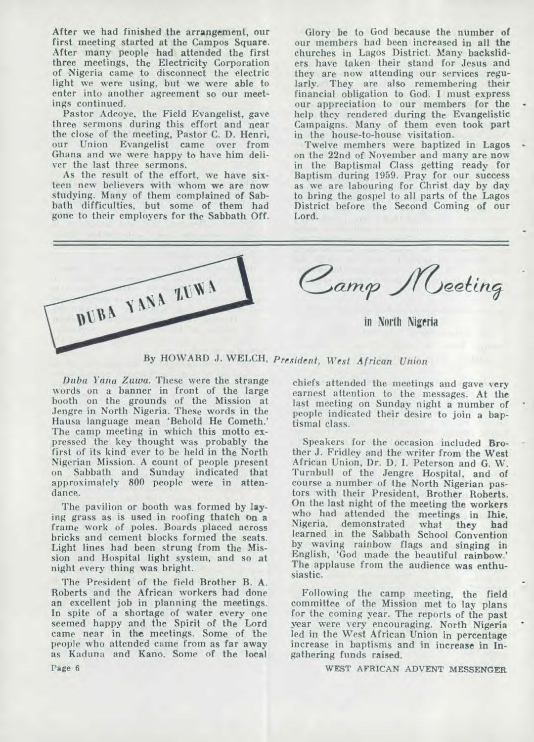After we had finished the arrangement, our first meeting started at the Campos Square. After many people had attended the first three meetings, the Electricity Corporation of Nigeria came to disconnect the electric light we were using, but we were able to enter into another agreement so our meetings continued.

Pastor Adeoye, the Field Evangelist, gave three sermons during this effort and near the close of the meeting, Pastor C. D. Henri, our Union Evangelist came over from Ghana and we were happy to have him deliver the last three sermons.

As the result of the effort, we have sixteen new believers with whom we are now studying. Many of them complained of Sabbath difficulties, but some of them had gone to their employers for the Sabbath Off.

Glory be to God because the number of our members had been increased in all the churches in Lagos District. Many backsliders have taken their stand for Jesus and they are now attending our services regularly. They are also remembering their financial obligation to God. I must express our appreciation to our members for the help they rendered during the Evangelistic Campaigns. Many of them even took part in the house-to-house visitation.

Twelve members were baptized in Lagos on the 22nd of November and many are now in the Baptismal Class getting ready for Baptism during 1959. Pray for our success as we are labouring for Christ day by day to bring the gospel to all parts of the Lagos District before the Second Coming of our Lord.

---

DUBA YANA ZUWA

# Camp Meeting in North Nigeria

By HOWARD J. WELCH, *President, West African Union*

*Duba Yana Zuwa.* These were the strange words on a banner in front of the large booth on the grounds of the Mission at Jengre in North Nigeria. These words in the Hausa language mean 'Behold He Cometh.' The camp meeting in which this motto expressed the key thought was probably the first of its kind ever to be held in the North Nigerian Mission. A count of people present on Sabbath and Sunday indicated that approximately 800 people were in attendance.

The pavilion or booth was formed by laying grass as is used in roofing thatch on a frame work of poles. Boards placed across bricks and cement blocks formed the seats. Light lines had been strung from the Mission and Hospital light system, and so at night every thing was bright.

The President of the field Brother B. A. Roberts and the African workers had done an excellent job in planning the meetings. In spite of a shortage of water every one seemed happy and the Spirit of the Lord came near in the meetings. Some of the people who attended came from as far away as Kaduna and Kano. Some of the local chiefs attended the meetings and gave very earnest attention to the messages. At the last meeting on Sunday night a number of people indicated their desire to join a baptismal class.

Speakers for the occasion included Brother J. Fridley and the writer from the West African Union, Dr. D. I. Peterson and G. W. Turnbull of the Jengre Hospital, and of course a number of the North Nigerian pastors with their President, Brother Roberts. On the last night of the meeting the workers who had attended the meetings in Ihie, Nigeria, demonstrated what they had learned in the Sabbath School Convention by waving rainbow flags and singing in English, 'God made the beautiful rainbow.' The applause from the audience was enthusiastic.

Following the camp meeting, the field committee of the Mission met to lay plans for the coming year. The reports of the past year were very encouraging. North Nigeria led in the West African Union in percentage increase in baptisms and in increase in Ingathering funds raised.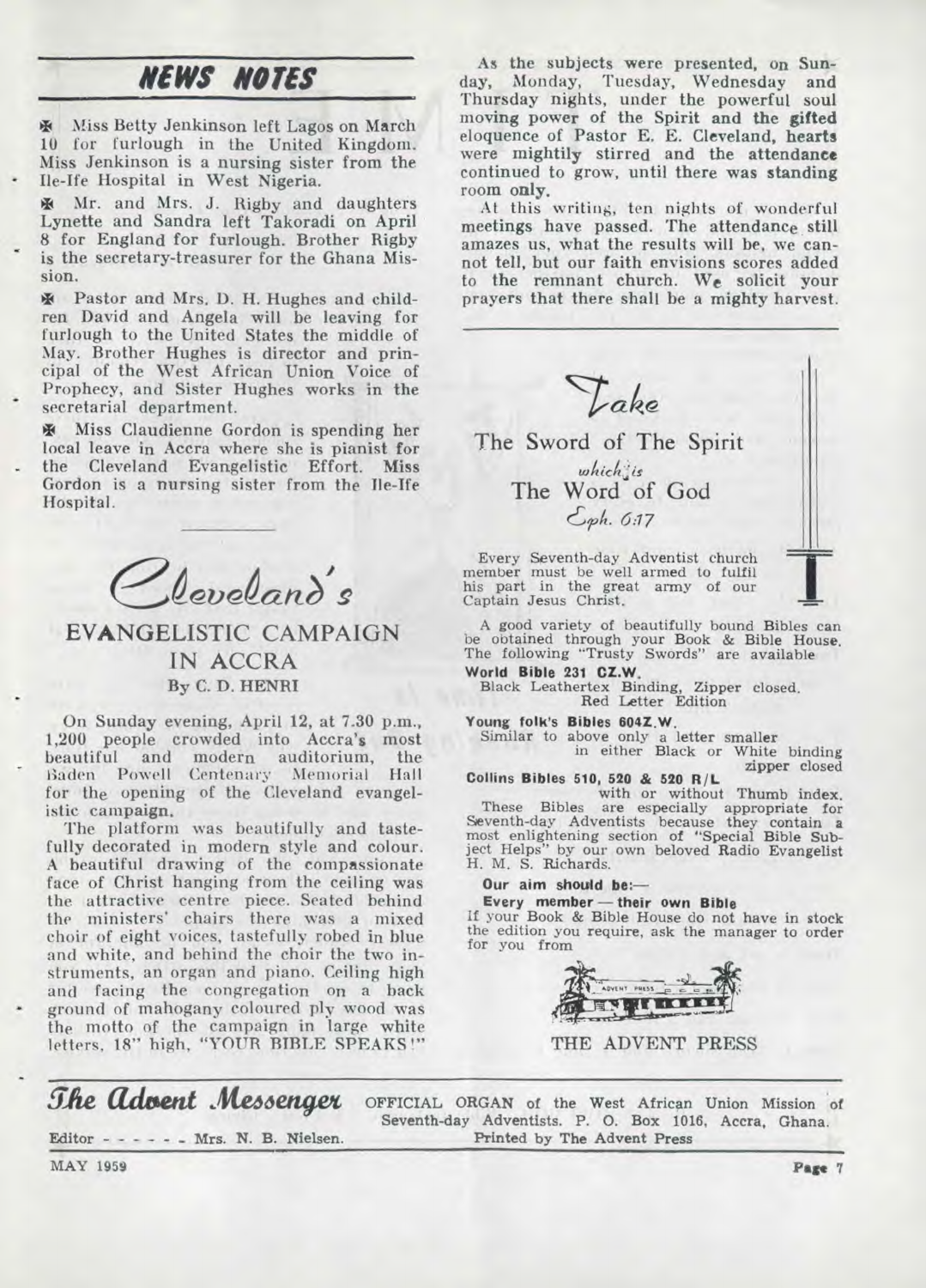## NEWS NOTES

✠ Miss Betty Jenkinson left Lagos on March 10 for furlough in the United Kingdom. Miss Jenkinson is a nursing sister from the Ile-Ife Hospital in West Nigeria.

✠ Mr. and Mrs. J. Rigby and daughters Lynette and Sandra left Takoradi on April 8 for England for furlough. Brother Rigby is the secretary-treasurer for the Ghana Mission.

✠ Pastor and Mrs. D. H. Hughes and children David and Angela will be leaving for furlough to the United States the middle of May. Brother Hughes is director and principal of the West African Union Voice of Prophecy, and Sister Hughes works in the secretarial department.

✠ Miss Claudienne Gordon is spending her local leave in Accra where she is pianist for the Cleveland Evangelistic Effort. Miss Gordon is a nursing sister from the Ile-Ife Hospital.

## *Cleveland's* EVANGELISTIC CAMPAIGN IN ACCRA

By C. D. HENRI

On Sunday evening, April 12, at 7.30 p.m., 1,200 people crowded into Accra's most beautiful and modern auditorium, the Baden Powell Centenary Memorial Hall for the opening of the Cleveland evangelistic campaign.

The platform was beautifully and tastefully decorated in modern style and colour. A beautiful drawing of the compassionate face of Christ hanging from the ceiling was the attractive centre piece. Seated behind the ministers' chairs there was a mixed choir of eight voices, tastefully robed in blue and white, and behind the choir the two instruments, an organ and piano. Ceiling high and facing the congregation on a back ground of mahogany coloured ply wood was the motto of the campaign in large white letters, 18" high, "YOUR BIBLE SPEAKS!"

As the subjects were presented, on Sunday, Monday, Tuesday, Wednesday and Thursday nights, under the powerful soul moving power of the Spirit and the gifted eloquence of Pastor E. E. Cleveland, hearts were mightily stirred and the attendance continued to grow, until there was standing room only.

At this writing, ten nights of wonderful meetings have passed. The attendance still amazes us, what the results will be, we cannot tell, but our faith envisions scores added to the remnant church. We solicit your prayers that there shall be a mighty harvest.

---

*Take*

The Sword of The Spirit

*which is*

The Word of God

*Eph. 6:17*

Every Seventh-day Adventist church member must be well armed to fulfil his part in the great army of our Captain Jesus Christ.

A good variety of beautifully bound Bibles can be obtained through your Book & Bible House. The following "Trusty Swords" are available

**World Bible 231 CZ.W.**
Black Leathertex Binding, Zipper closed. Red Letter Edition

**Young folk's Bibles 604Z.W.**
Similar to above only a letter smaller in either Black or White binding zipper closed

**Collins Bibles 510, 520 & 520 R/L**
with or without Thumb index.

These Bibles are especially appropriate for Seventh-day Adventists because they contain a most enlightening section of "Special Bible Subject Helps" by our own beloved Radio Evangelist H. M. S. Richards.

**Our aim should be:—**

**Every member — their own Bible**

If your Book & Bible House do not have in stock the edition you require, ask the manager to order for you from

THE ADVENT PRESS

---

***The Advent Messenger*** OFFICIAL ORGAN of the West African Union Mission of Seventh-day Adventists. P. O. Box 1016, Accra, Ghana.

Editor - - - - - - Mrs. N. B. Nielsen. Printed by The Advent Press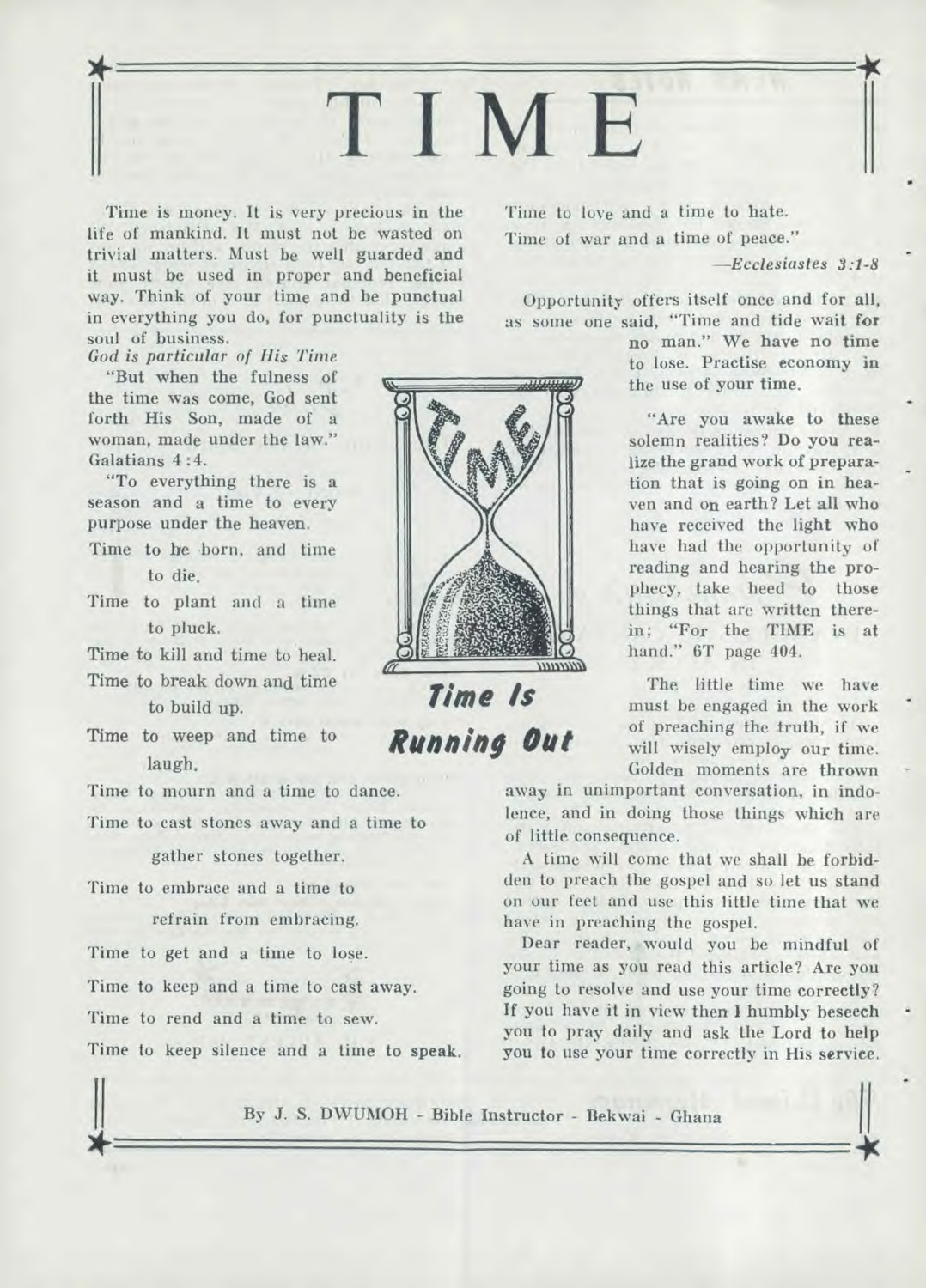# TIME

Time is money. It is very precious in the life of mankind. It must not be wasted on trivial matters. Must be well guarded and it must be used in proper and beneficial way. Think of your time and be punctual in everything you do, for punctuality is the soul of business.

*God is particular of His Time*

"But when the fulness of the time was come, God sent forth His Son, made of a woman, made under the law." Galatians 4:4.

"To everything there is a season and a time to every purpose under the heaven.

Time to be born, and time to die.

Time to plant and a time to pluck.

Time to kill and time to heal.

Time to break down and time to build up.

Time to weep and time to laugh.

Time to mourn and a time to dance.

Time to cast stones away and a time to gather stones together.

Time to embrace and a time to refrain from embracing.

Time to get and a time to lose.

Time to keep and a time to cast away.

Time to rend and a time to sew.

Time to keep silence and a time to speak.

Time to love and a time to hate.

Time of war and a time of peace."

—*Ecclesiastes 3:1-8*

**Time Is Running Out**

Opportunity offers itself once and for all, as some one said, "Time and tide wait for no man." We have no time to lose. Practise economy in the use of your time.

"Are you awake to these solemn realities? Do you realize the grand work of preparation that is going on in heaven and on earth? Let all who have received the light who have had the opportunity of reading and hearing the prophecy, take heed to those things that are written therein; "For the TIME is at hand." 6T page 404.

The little time we have must be engaged in the work of preaching the truth, if we will wisely employ our time. Golden moments are thrown away in unimportant conversation, in indolence, and in doing those things which are of little consequence.

A time will come that we shall be forbidden to preach the gospel and so let us stand on our feet and use this little time that we have in preaching the gospel.

Dear reader, would you be mindful of your time as you read this article? Are you going to resolve and use your time correctly? If you have it in view then I humbly beseech you to pray daily and ask the Lord to help you to use your time correctly in His service.

By J. S. DWUMOH - Bible Instructor - Bekwai - Ghana